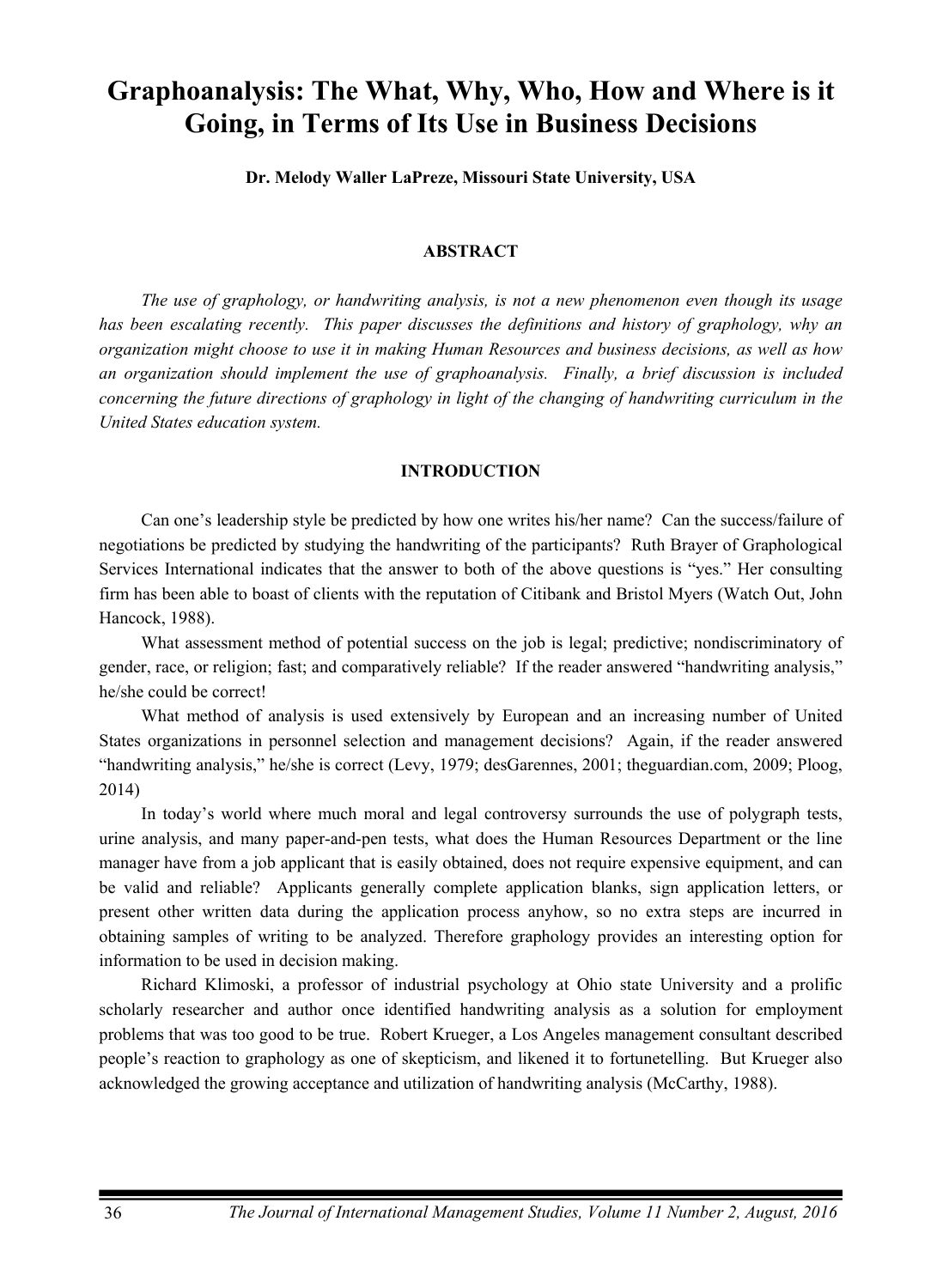# Graphoanalysis: The What, Why, Who, How and Where is it Going, in Terms of Its Use in Business Decisions

**Dr. Melody Waller LaPreze, Missouri State University, USA**

## ABSTRACT

*The use of graphology, or handwriting analysis, is not a new phenomenon even though its usage has been escalating recently. This paper discusses the definitions and history of graphology, why an organization might choose to use it in making Human Resources and business decisions, as well as how an organization should implement the use of graphoanalysis. Finally, a brief discussion is included concerning the future directions of graphology in light of the changing of handwriting curriculum in the United States education system.*

## INTRODUCTION

Can one's leadership style be predicted by how one writes his/her name? Can the success/failure of negotiations be predicted by studying the handwriting of the participants? Ruth Brayer of Graphological Services International indicates that the answer to both of the above questions is "yes." Her consulting firm has been able to boast of clients with the reputation of Citibank and Bristol Myers (Watch Out, John Hancock, 1988).

What assessment method of potential success on the job is legal; predictive; nondiscriminatory of gender, race, or religion; fast; and comparatively reliable? If the reader answered "handwriting analysis," he/she could be correct!

What method of analysis is used extensively by European and an increasing number of United States organizations in personnel selection and management decisions? Again, if the reader answered "handwriting analysis," he/she is correct (Levy, 1979; desGarennes, 2001; theguardian.com, 2009; Ploog, 2014)

In today's world where much moral and legal controversy surrounds the use of polygraph tests, urine analysis, and many paper-and-pen tests, what does the Human Resources Department or the line manager have from a job applicant that is easily obtained, does not require expensive equipment, and can be valid and reliable? Applicants generally complete application blanks, sign application letters, or present other written data during the application process anyhow, so no extra steps are incurred in obtaining samples of writing to be analyzed. Therefore graphology provides an interesting option for information to be used in decision making.

Richard Klimoski, a professor of industrial psychology at Ohio state University and a prolific scholarly researcher and author once identified handwriting analysis as a solution for employment problems that was too good to be true. Robert Krueger, a Los Angeles management consultant described people's reaction to graphology as one of skepticism, and likened it to fortunetelling. But Krueger also acknowledged the growing acceptance and utilization of handwriting analysis (McCarthy, 1988).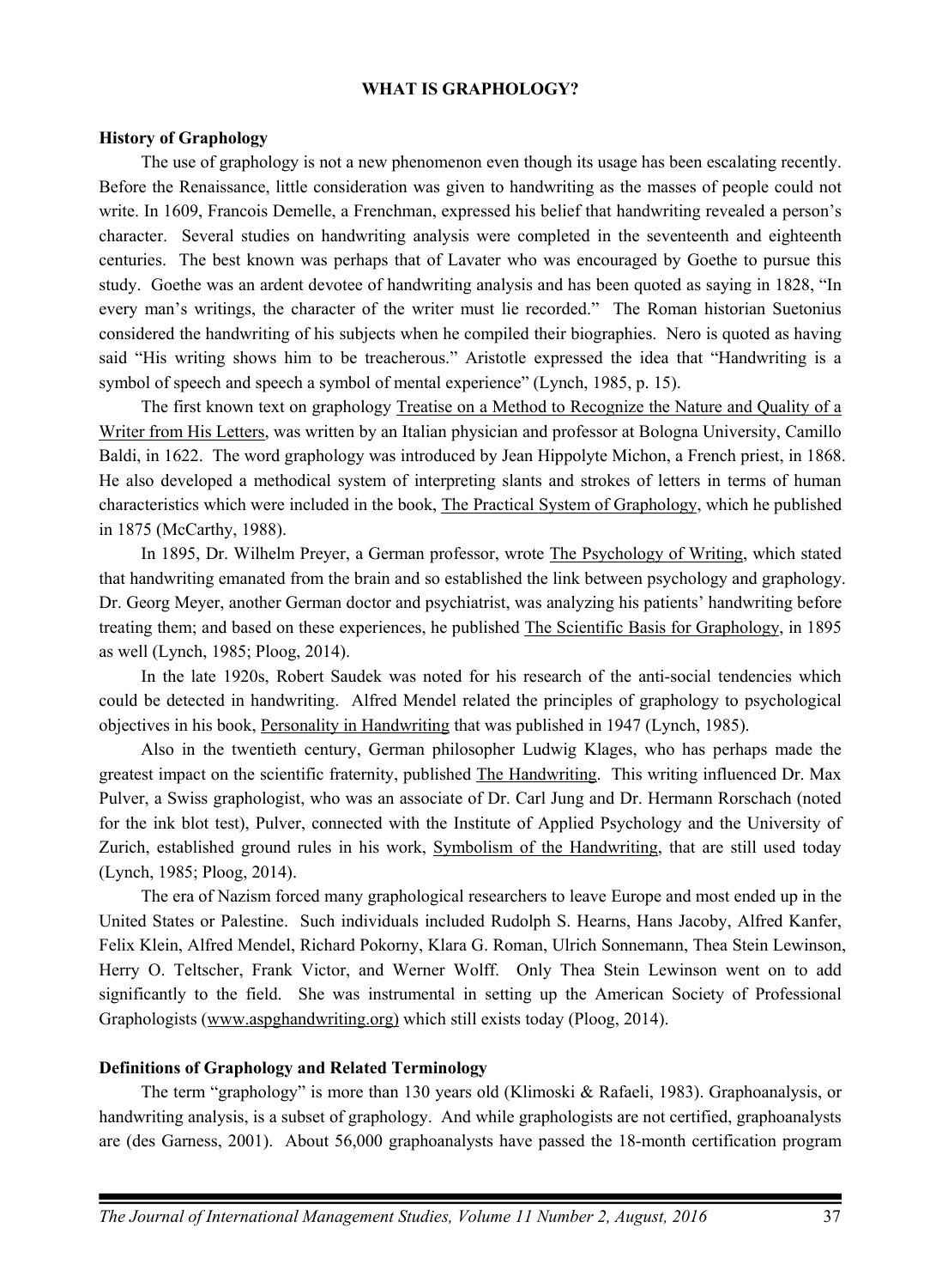## WHAT IS GRAPHOLOGY?

### History of Graphology

The use of graphology is not a new phenomenon even though its usage has been escalating recently. Before the Renaissance, little consideration was given to handwriting as the masses of people could not write. In 1609, Francois Demelle, a Frenchman, expressed his belief that handwriting revealed a person's character. Several studies on handwriting analysis were completed in the seventeenth and eighteenth centuries. The best known was perhaps that of Lavater who was encouraged by Goethe to pursue this study. Goethe was an ardent devotee of handwriting analysis and has been quoted as saying in 1828, "In every man's writings, the character of the writer must lie recorded." The Roman historian Suetonius considered the handwriting of his subjects when he compiled their biographies. Nero is quoted as having said "His writing shows him to be treacherous." Aristotle expressed the idea that "Handwriting is a symbol of speech and speech a symbol of mental experience" (Lynch, 1985, p. 15).

The first known text on graphology Treatise on a Method to Recognize the Nature and Quality of a Writer from His Letters, was written by an Italian physician and professor at Bologna University, Camillo Baldi, in 1622. The word graphology was introduced by Jean Hippolyte Michon, a French priest, in 1868. He also developed a methodical system of interpreting slants and strokes of letters in terms of human characteristics which were included in the book, The Practical System of Graphology, which he published in 1875 (McCarthy, 1988).

In 1895, Dr. Wilhelm Preyer, a German professor, wrote The Psychology of Writing, which stated that handwriting emanated from the brain and so established the link between psychology and graphology. Dr. Georg Meyer, another German doctor and psychiatrist, was analyzing his patients' handwriting before treating them; and based on these experiences, he published The Scientific Basis for Graphology, in 1895 as well (Lynch, 1985; Ploog, 2014).

In the late 1920s, Robert Saudek was noted for his research of the anti-social tendencies which could be detected in handwriting. Alfred Mendel related the principles of graphology to psychological objectives in his book, Personality in Handwriting that was published in 1947 (Lynch, 1985).

Also in the twentieth century, German philosopher Ludwig Klages, who has perhaps made the greatest impact on the scientific fraternity, published The Handwriting. This writing influenced Dr. Max Pulver, a Swiss graphologist, who was an associate of Dr. Carl Jung and Dr. Hermann Rorschach (noted for the ink blot test), Pulver, connected with the Institute of Applied Psychology and the University of Zurich, established ground rules in his work, Symbolism of the Handwriting, that are still used today (Lynch, 1985; Ploog, 2014).

The era of Nazism forced many graphological researchers to leave Europe and most ended up in the United States or Palestine. Such individuals included Rudolph S. Hearns, Hans Jacoby, Alfred Kanfer, Felix Klein, Alfred Mendel, Richard Pokorny, Klara G. Roman, Ulrich Sonnemann, Thea Stein Lewinson, Herry O. Teltscher, Frank Victor, and Werner Wolff. Only Thea Stein Lewinson went on to add significantly to the field. She was instrumental in setting up the American Society of Professional Graphologists (www.aspghandwriting.org) which still exists today (Ploog, 2014).

### Definitions of Graphology and Related Terminology

The term "graphology" is more than 130 years old (Klimoski & Rafaeli, 1983). Graphoanalysis, or handwriting analysis, is a subset of graphology. And while graphologists are not certified, graphoanalysts are (des Garness, 2001). About 56,000 graphoanalysts have passed the 18-month certification program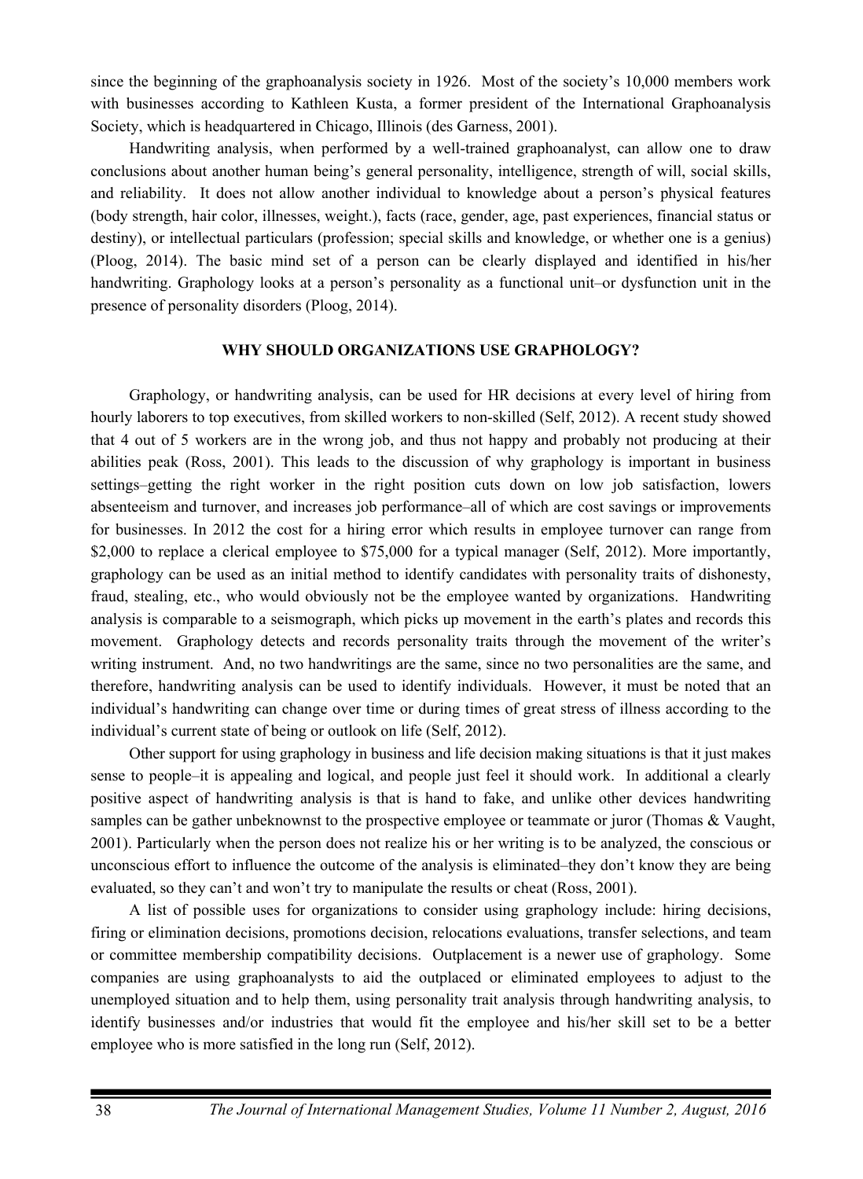since the beginning of the graphoanalysis society in 1926. Most of the society's 10,000 members work with businesses according to Kathleen Kusta, a former president of the International Graphoanalysis Society, which is headquartered in Chicago, Illinois (des Garness, 2001).

Handwriting analysis, when performed by a well-trained graphoanalyst, can allow one to draw conclusions about another human being's general personality, intelligence, strength of will, social skills, and reliability. It does not allow another individual to knowledge about a person's physical features (body strength, hair color, illnesses, weight.), facts (race, gender, age, past experiences, financial status or destiny), or intellectual particulars (profession; special skills and knowledge, or whether one is a genius) (Ploog, 2014). The basic mind set of a person can be clearly displayed and identified in his/her handwriting. Graphology looks at a person's personality as a functional unit–or dysfunction unit in the presence of personality disorders (Ploog, 2014).

## WHY SHOULD ORGANIZATIONS USE GRAPHOLOGY?

Graphology, or handwriting analysis, can be used for HR decisions at every level of hiring from hourly laborers to top executives, from skilled workers to non-skilled (Self, 2012). A recent study showed that 4 out of 5 workers are in the wrong job, and thus not happy and probably not producing at their abilities peak (Ross, 2001). This leads to the discussion of why graphology is important in business settings–getting the right worker in the right position cuts down on low job satisfaction, lowers absenteeism and turnover, and increases job performance–all of which are cost savings or improvements for businesses. In 2012 the cost for a hiring error which results in employee turnover can range from \$2,000 to replace a clerical employee to \$75,000 for a typical manager (Self, 2012). More importantly, graphology can be used as an initial method to identify candidates with personality traits of dishonesty, fraud, stealing, etc., who would obviously not be the employee wanted by organizations. Handwriting analysis is comparable to a seismograph, which picks up movement in the earth's plates and records this movement. Graphology detects and records personality traits through the movement of the writer's writing instrument. And, no two handwritings are the same, since no two personalities are the same, and therefore, handwriting analysis can be used to identify individuals. However, it must be noted that an individual's handwriting can change over time or during times of great stress of illness according to the individual's current state of being or outlook on life (Self, 2012).

Other support for using graphology in business and life decision making situations is that it just makes sense to people–it is appealing and logical, and people just feel it should work. In additional a clearly positive aspect of handwriting analysis is that is hand to fake, and unlike other devices handwriting samples can be gather unbeknownst to the prospective employee or teammate or juror (Thomas & Vaught, 2001). Particularly when the person does not realize his or her writing is to be analyzed, the conscious or unconscious effort to influence the outcome of the analysis is eliminated–they don't know they are being evaluated, so they can't and won't try to manipulate the results or cheat (Ross, 2001).

A list of possible uses for organizations to consider using graphology include: hiring decisions, firing or elimination decisions, promotions decision, relocations evaluations, transfer selections, and team or committee membership compatibility decisions. Outplacement is a newer use of graphology. Some companies are using graphoanalysts to aid the outplaced or eliminated employees to adjust to the unemployed situation and to help them, using personality trait analysis through handwriting analysis, to identify businesses and/or industries that would fit the employee and his/her skill set to be a better employee who is more satisfied in the long run (Self, 2012).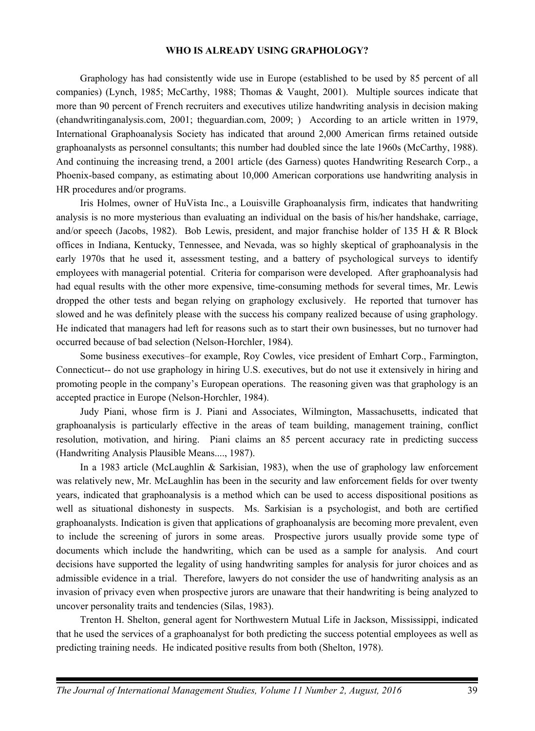## WHO IS ALREADY USING GRAPHOLOGY?

Graphology has had consistently wide use in Europe (established to be used by 85 percent of all companies) (Lynch, 1985; McCarthy, 1988; Thomas & Vaught, 2001). Multiple sources indicate that more than 90 percent of French recruiters and executives utilize handwriting analysis in decision making (ehandwritinganalysis.com, 2001; theguardian.com, 2009; ) According to an article written in 1979, International Graphoanalysis Society has indicated that around 2,000 American firms retained outside graphoanalysts as personnel consultants; this number had doubled since the late 1960s (McCarthy, 1988). And continuing the increasing trend, a 2001 article (des Garness) quotes Handwriting Research Corp., a Phoenix-based company, as estimating about 10,000 American corporations use handwriting analysis in HR procedures and/or programs.

Iris Holmes, owner of HuVista Inc., a Louisville Graphoanalysis firm, indicates that handwriting analysis is no more mysterious than evaluating an individual on the basis of his/her handshake, carriage, and/or speech (Jacobs, 1982). Bob Lewis, president, and major franchise holder of 135 H & R Block offices in Indiana, Kentucky, Tennessee, and Nevada, was so highly skeptical of graphoanalysis in the early 1970s that he used it, assessment testing, and a battery of psychological surveys to identify employees with managerial potential. Criteria for comparison were developed. After graphoanalysis had had equal results with the other more expensive, time-consuming methods for several times, Mr. Lewis dropped the other tests and began relying on graphology exclusively. He reported that turnover has slowed and he was definitely please with the success his company realized because of using graphology. He indicated that managers had left for reasons such as to start their own businesses, but no turnover had occurred because of bad selection (Nelson-Horchler, 1984).

Some business executives–for example, Roy Cowles, vice president of Emhart Corp., Farmington, Connecticut-- do not use graphology in hiring U.S. executives, but do not use it extensively in hiring and promoting people in the company's European operations. The reasoning given was that graphology is an accepted practice in Europe (Nelson-Horchler, 1984).

Judy Piani, whose firm is J. Piani and Associates, Wilmington, Massachusetts, indicated that graphoanalysis is particularly effective in the areas of team building, management training, conflict resolution, motivation, and hiring. Piani claims an 85 percent accuracy rate in predicting success (Handwriting Analysis Plausible Means...., 1987).

In a 1983 article (McLaughlin & Sarkisian, 1983), when the use of graphology law enforcement was relatively new, Mr. McLaughlin has been in the security and law enforcement fields for over twenty years, indicated that graphoanalysis is a method which can be used to access dispositional positions as well as situational dishonesty in suspects. Ms. Sarkisian is a psychologist, and both are certified graphoanalysts. Indication is given that applications of graphoanalysis are becoming more prevalent, even to include the screening of jurors in some areas. Prospective jurors usually provide some type of documents which include the handwriting, which can be used as a sample for analysis. And court decisions have supported the legality of using handwriting samples for analysis for juror choices and as admissible evidence in a trial. Therefore, lawyers do not consider the use of handwriting analysis as an invasion of privacy even when prospective jurors are unaware that their handwriting is being analyzed to uncover personality traits and tendencies (Silas, 1983).

Trenton H. Shelton, general agent for Northwestern Mutual Life in Jackson, Mississippi, indicated that he used the services of a graphoanalyst for both predicting the success potential employees as well as predicting training needs. He indicated positive results from both (Shelton, 1978).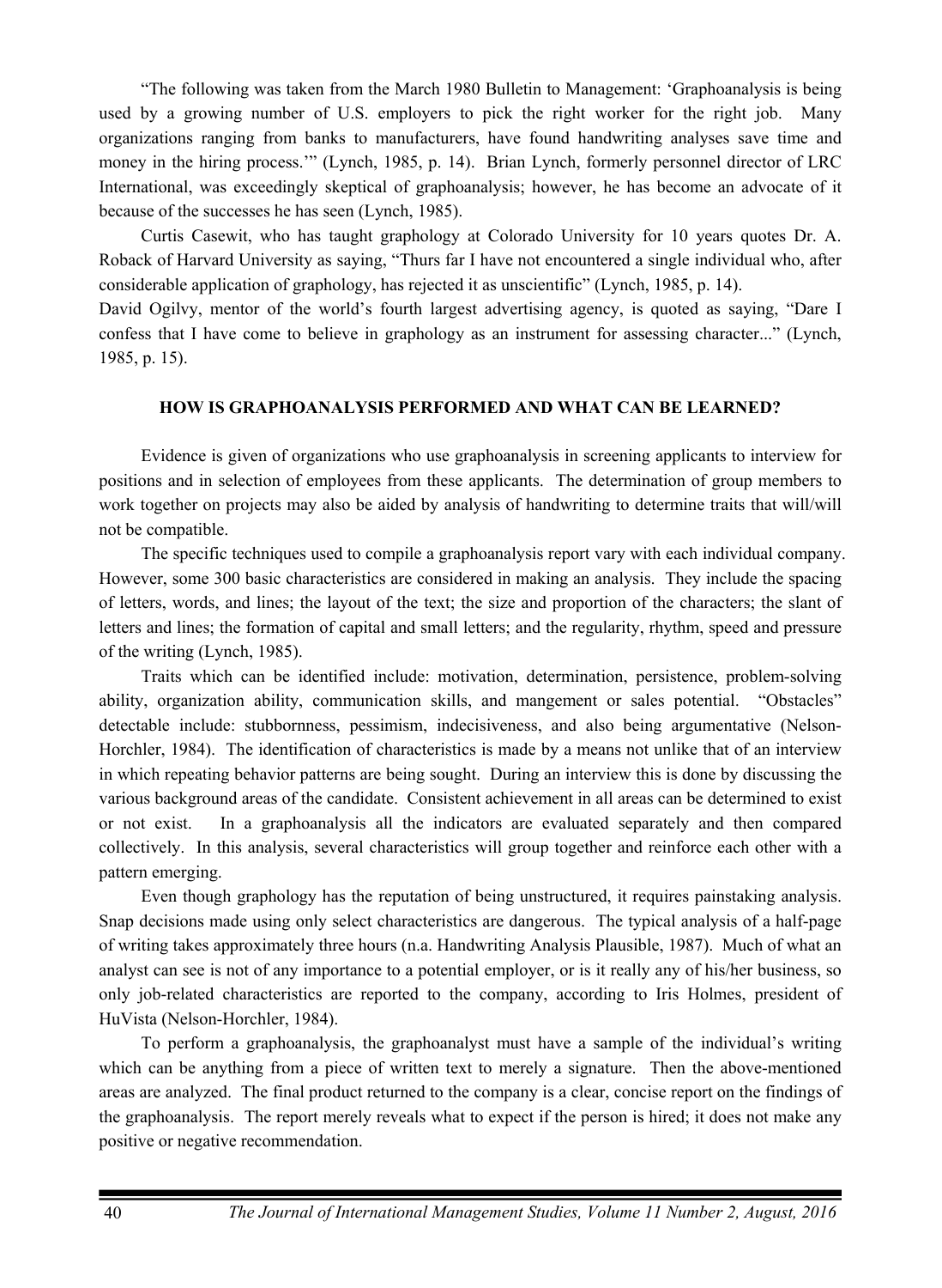"The following was taken from the March 1980 Bulletin to Management: 'Graphoanalysis is being used by a growing number of U.S. employers to pick the right worker for the right job. Many organizations ranging from banks to manufacturers, have found handwriting analyses save time and money in the hiring process.'" (Lynch, 1985, p. 14). Brian Lynch, formerly personnel director of LRC International, was exceedingly skeptical of graphoanalysis; however, he has become an advocate of it because of the successes he has seen (Lynch, 1985).

Curtis Casewit, who has taught graphology at Colorado University for 10 years quotes Dr. A. Roback of Harvard University as saying, "Thurs far I have not encountered a single individual who, after considerable application of graphology, has rejected it as unscientific" (Lynch, 1985, p. 14).

David Ogilvy, mentor of the world's fourth largest advertising agency, is quoted as saying, "Dare I confess that I have come to believe in graphology as an instrument for assessing character..." (Lynch, 1985, p. 15).

## HOW IS GRAPHOANALYSIS PERFORMED AND WHAT CAN BE LEARNED?

Evidence is given of organizations who use graphoanalysis in screening applicants to interview for positions and in selection of employees from these applicants. The determination of group members to work together on projects may also be aided by analysis of handwriting to determine traits that will/will not be compatible.

The specific techniques used to compile a graphoanalysis report vary with each individual company. However, some 300 basic characteristics are considered in making an analysis. They include the spacing of letters, words, and lines; the layout of the text; the size and proportion of the characters; the slant of letters and lines; the formation of capital and small letters; and the regularity, rhythm, speed and pressure of the writing (Lynch, 1985).

Traits which can be identified include: motivation, determination, persistence, problem-solving ability, organization ability, communication skills, and mangement or sales potential. "Obstacles" detectable include: stubbornness, pessimism, indecisiveness, and also being argumentative (Nelson-Horchler, 1984). The identification of characteristics is made by a means not unlike that of an interview in which repeating behavior patterns are being sought. During an interview this is done by discussing the various background areas of the candidate. Consistent achievement in all areas can be determined to exist or not exist. In a graphoanalysis all the indicators are evaluated separately and then compared collectively. In this analysis, several characteristics will group together and reinforce each other with a pattern emerging.

Even though graphology has the reputation of being unstructured, it requires painstaking analysis. Snap decisions made using only select characteristics are dangerous. The typical analysis of a half-page of writing takes approximately three hours (n.a. Handwriting Analysis Plausible, 1987). Much of what an analyst can see is not of any importance to a potential employer, or is it really any of his/her business, so only job-related characteristics are reported to the company, according to Iris Holmes, president of HuVista (Nelson-Horchler, 1984).

To perform a graphoanalysis, the graphoanalyst must have a sample of the individual's writing which can be anything from a piece of written text to merely a signature. Then the above-mentioned areas are analyzed. The final product returned to the company is a clear, concise report on the findings of the graphoanalysis. The report merely reveals what to expect if the person is hired; it does not make any positive or negative recommendation.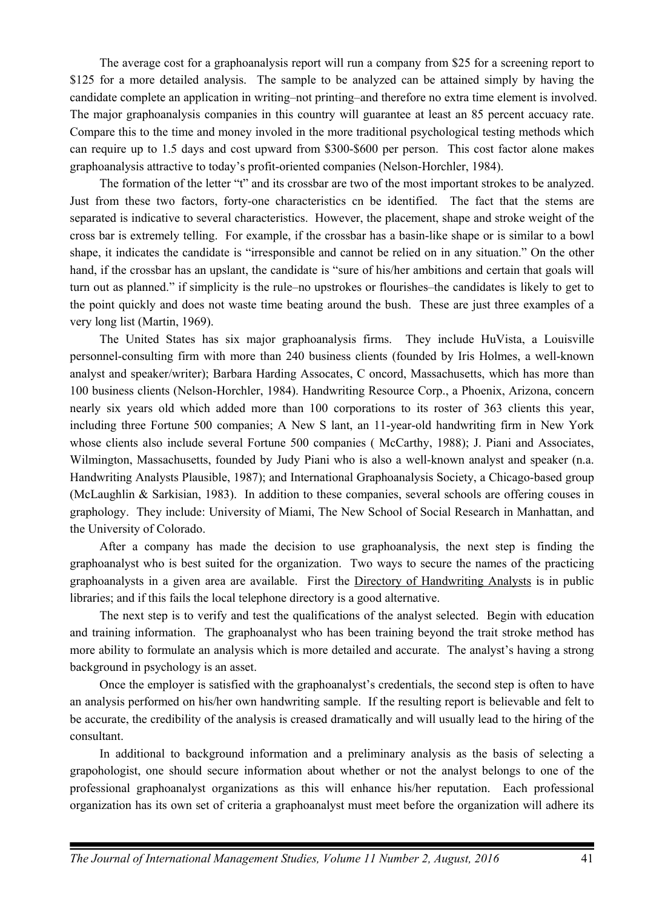The average cost for a graphoanalysis report will run a company from $25 for a screening report to $125 for a more detailed analysis. The sample to be analyzed can be attained simply by having the candidate complete an application in writing–not printing–and therefore no extra time element is involved. The major graphoanalysis companies in this country will guarantee at least an 85 percent accuacy rate. Compare this to the time and money involed in the more traditional psychological testing methods which can require up to 1.5 days and cost upward from $300-$600 per person. This cost factor alone makes graphoanalysis attractive to today's profit-oriented companies (Nelson-Horchler, 1984).

The formation of the letter "t" and its crossbar are two of the most important strokes to be analyzed. Just from these two factors, forty-one characteristics cn be identified. The fact that the stems are separated is indicative to several characteristics. However, the placement, shape and stroke weight of the cross bar is extremely telling. For example, if the crossbar has a basin-like shape or is similar to a bowl shape, it indicates the candidate is "irresponsible and cannot be relied on in any situation." On the other hand, if the crossbar has an upslant, the candidate is "sure of his/her ambitions and certain that goals will turn out as planned." if simplicity is the rule–no upstrokes or flourishes–the candidates is likely to get to the point quickly and does not waste time beating around the bush. These are just three examples of a very long list (Martin, 1969).

The United States has six major graphoanalysis firms. They include HuVista, a Louisville personnel-consulting firm with more than 240 business clients (founded by Iris Holmes, a well-known analyst and speaker/writer); Barbara Harding Assocates, C oncord, Massachusetts, which has more than 100 business clients (Nelson-Horchler, 1984). Handwriting Resource Corp., a Phoenix, Arizona, concern nearly six years old which added more than 100 corporations to its roster of 363 clients this year, including three Fortune 500 companies; A New S lant, an 11-year-old handwriting firm in New York whose clients also include several Fortune 500 companies ( McCarthy, 1988); J. Piani and Associates, Wilmington, Massachusetts, founded by Judy Piani who is also a well-known analyst and speaker (n.a. Handwriting Analysts Plausible, 1987); and International Graphoanalysis Society, a Chicago-based group (McLaughlin & Sarkisian, 1983). In addition to these companies, several schools are offering couses in graphology. They include: University of Miami, The New School of Social Research in Manhattan, and the University of Colorado.

After a company has made the decision to use graphoanalysis, the next step is finding the graphoanalyst who is best suited for the organization. Two ways to secure the names of the practicing graphoanalysts in a given area are available. First the <u>Directory of Handwriting Analysts</u> is in public libraries; and if this fails the local telephone directory is a good alternative.

The next step is to verify and test the qualifications of the analyst selected. Begin with education and training information. The graphoanalyst who has been training beyond the trait stroke method has more ability to formulate an analysis which is more detailed and accurate. The analyst's having a strong background in psychology is an asset.

Once the employer is satisfied with the graphoanalyst's credentials, the second step is often to have an analysis performed on his/her own handwriting sample. If the resulting report is believable and felt to be accurate, the credibility of the analysis is creased dramatically and will usually lead to the hiring of the consultant.

In additional to background information and a preliminary analysis as the basis of selecting a grapohologist, one should secure information about whether or not the analyst belongs to one of the professional graphoanalyst organizations as this will enhance his/her reputation. Each professional organization has its own set of criteria a graphoanalyst must meet before the organization will adhere its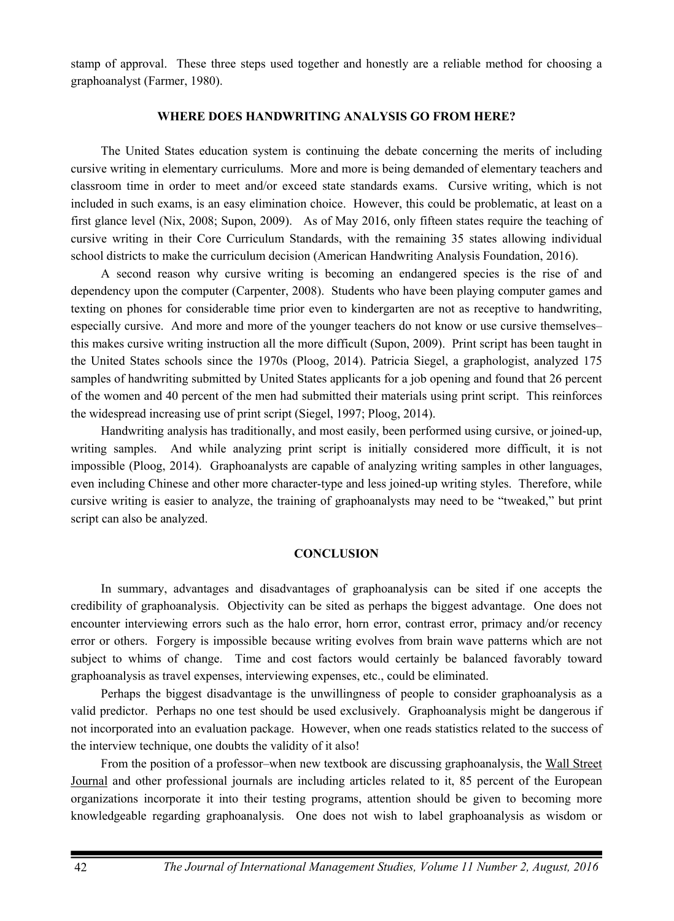stamp of approval. These three steps used together and honestly are a reliable method for choosing a graphoanalyst (Farmer, 1980).

## WHERE DOES HANDWRITING ANALYSIS GO FROM HERE?

The United States education system is continuing the debate concerning the merits of including cursive writing in elementary curriculums. More and more is being demanded of elementary teachers and classroom time in order to meet and/or exceed state standards exams. Cursive writing, which is not included in such exams, is an easy elimination choice. However, this could be problematic, at least on a first glance level (Nix, 2008; Supon, 2009). As of May 2016, only fifteen states require the teaching of cursive writing in their Core Curriculum Standards, with the remaining 35 states allowing individual school districts to make the curriculum decision (American Handwriting Analysis Foundation, 2016).

A second reason why cursive writing is becoming an endangered species is the rise of and dependency upon the computer (Carpenter, 2008). Students who have been playing computer games and texting on phones for considerable time prior even to kindergarten are not as receptive to handwriting, especially cursive. And more and more of the younger teachers do not know or use cursive themselves–this makes cursive writing instruction all the more difficult (Supon, 2009). Print script has been taught in the United States schools since the 1970s (Ploog, 2014). Patricia Siegel, a graphologist, analyzed 175 samples of handwriting submitted by United States applicants for a job opening and found that 26 percent of the women and 40 percent of the men had submitted their materials using print script. This reinforces the widespread increasing use of print script (Siegel, 1997; Ploog, 2014).

Handwriting analysis has traditionally, and most easily, been performed using cursive, or joined-up, writing samples. And while analyzing print script is initially considered more difficult, it is not impossible (Ploog, 2014). Graphoanalysts are capable of analyzing writing samples in other languages, even including Chinese and other more character-type and less joined-up writing styles. Therefore, while cursive writing is easier to analyze, the training of graphoanalysts may need to be "tweaked," but print script can also be analyzed.

## CONCLUSION

In summary, advantages and disadvantages of graphoanalysis can be sited if one accepts the credibility of graphoanalysis. Objectivity can be sited as perhaps the biggest advantage. One does not encounter interviewing errors such as the halo error, horn error, contrast error, primacy and/or recency error or others. Forgery is impossible because writing evolves from brain wave patterns which are not subject to whims of change. Time and cost factors would certainly be balanced favorably toward graphoanalysis as travel expenses, interviewing expenses, etc., could be eliminated.

Perhaps the biggest disadvantage is the unwillingness of people to consider graphoanalysis as a valid predictor. Perhaps no one test should be used exclusively. Graphoanalysis might be dangerous if not incorporated into an evaluation package. However, when one reads statistics related to the success of the interview technique, one doubts the validity of it also!

From the position of a professor–when new textbook are discussing graphoanalysis, the Wall Street Journal and other professional journals are including articles related to it, 85 percent of the European organizations incorporate it into their testing programs, attention should be given to becoming more knowledgeable regarding graphoanalysis. One does not wish to label graphoanalysis as wisdom or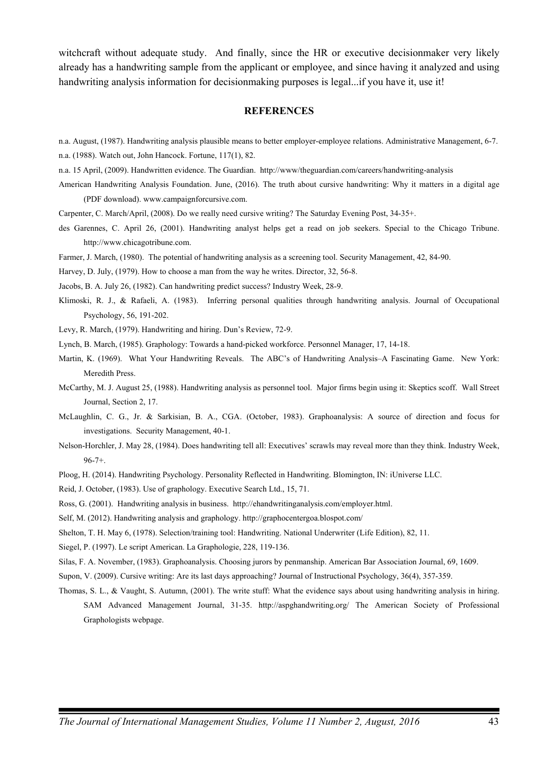witchcraft without adequate study. And finally, since the HR or executive decisionmaker very likely already has a handwriting sample from the applicant or employee, and since having it analyzed and using handwriting analysis information for decisionmaking purposes is legal...if you have it, use it!

## REFERENCES

n.a. August, (1987). Handwriting analysis plausible means to better employer-employee relations. Administrative Management, 6-7.

n.a. (1988). Watch out, John Hancock. Fortune, 117(1), 82.

n.a. 15 April, (2009). Handwritten evidence. The Guardian. http://www/theguardian.com/careers/handwriting-analysis

American Handwriting Analysis Foundation. June, (2016). The truth about cursive handwriting: Why it matters in a digital age (PDF download). www.campaignforcursive.com.

Carpenter, C. March/April, (2008). Do we really need cursive writing? The Saturday Evening Post, 34-35+.

des Garennes, C. April 26, (2001). Handwriting analyst helps get a read on job seekers. Special to the Chicago Tribune. http://www.chicagotribune.com.

Farmer, J. March, (1980). The potential of handwriting analysis as a screening tool. Security Management, 42, 84-90.

Harvey, D. July, (1979). How to choose a man from the way he writes. Director, 32, 56-8.

Jacobs, B. A. July 26, (1982). Can handwriting predict success? Industry Week, 28-9.

Klimoski, R. J., & Rafaeli, A. (1983). Inferring personal qualities through handwriting analysis. Journal of Occupational Psychology, 56, 191-202.

Levy, R. March, (1979). Handwriting and hiring. Dun's Review, 72-9.

Lynch, B. March, (1985). Graphology: Towards a hand-picked workforce. Personnel Manager, 17, 14-18.

Martin, K. (1969). What Your Handwriting Reveals. The ABC's of Handwriting Analysis–A Fascinating Game. New York: Meredith Press.

McCarthy, M. J. August 25, (1988). Handwriting analysis as personnel tool. Major firms begin using it: Skeptics scoff. Wall Street Journal, Section 2, 17.

McLaughlin, C. G., Jr. & Sarkisian, B. A., CGA. (October, 1983). Graphoanalysis: A source of direction and focus for investigations. Security Management, 40-1.

Nelson-Horchler, J. May 28, (1984). Does handwriting tell all: Executives' scrawls may reveal more than they think. Industry Week, 96-7+.

Ploog, H. (2014). Handwriting Psychology. Personality Reflected in Handwriting. Blomington, IN: iUniverse LLC.

Reid, J. October, (1983). Use of graphology. Executive Search Ltd., 15, 71.

Ross, G. (2001). Handwriting analysis in business. http://ehandwritinganalysis.com/employer.html.

Self, M. (2012). Handwriting analysis and graphology. http://graphocentergoa.blospot.com/

Shelton, T. H. May 6, (1978). Selection/training tool: Handwriting. National Underwriter (Life Edition), 82, 11.

Siegel, P. (1997). Le script American. La Graphologie, 228, 119-136.

Silas, F. A. November, (1983). Graphoanalysis. Choosing jurors by penmanship. American Bar Association Journal, 69, 1609.

Supon, V. (2009). Cursive writing: Are its last days approaching? Journal of Instructional Psychology, 36(4), 357-359.

Thomas, S. L., & Vaught, S. Autumn, (2001). The write stuff: What the evidence says about using handwriting analysis in hiring. SAM Advanced Management Journal, 31-35. http://aspghandwriting.org/ The American Society of Professional Graphologists webpage.